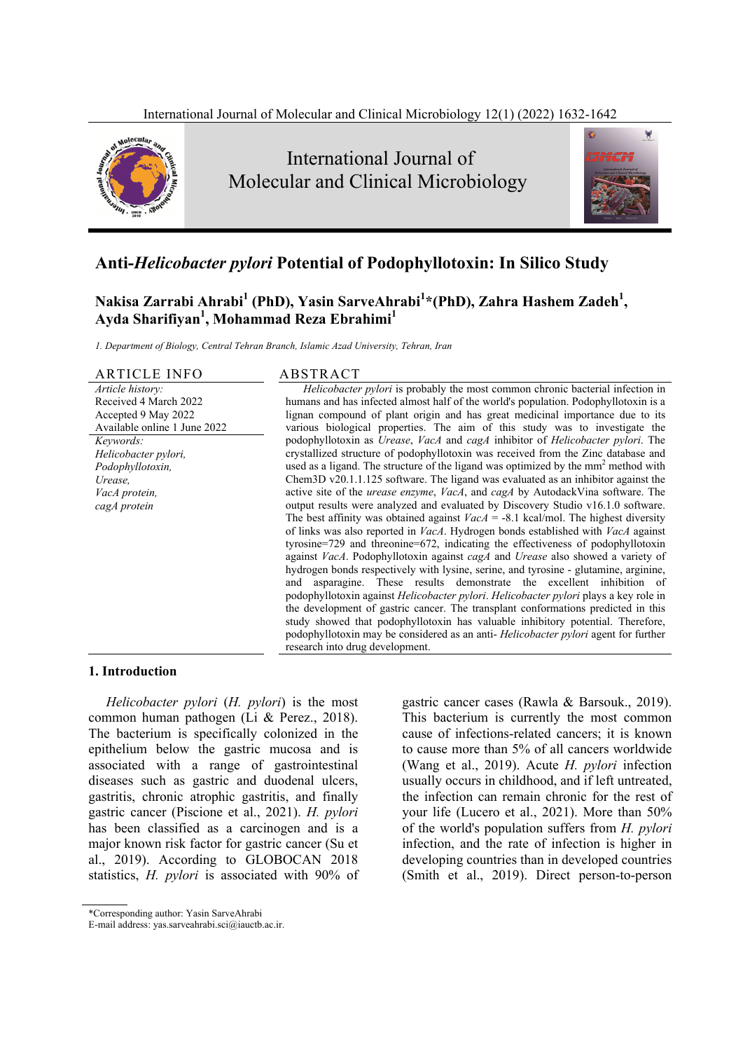# Anti-*Helicobacter pylori* Potential of Podophyllotoxin: In Silico Study

**Nakisa Zarrabi Ahrabi[1] (PhD), Yasin SarveAhrabi[1]*(PhD), Zahra Hashem Zadeh[1], Ayda Sharifiyan[1], Mohammad Reza Ebrahimi[1]**

*1. Department of Biology, Central Tehran Branch, Islamic Azad University, Tehran, Iran*

## ARTICLE INFO

*Article history:*
Received 4 March 2022
Accepted 9 May 2022
Available online 1 June 2022

*Keywords:*
*Helicobacter pylori,*
*Podophyllotoxin,*
*Urease,*
*VacA protein,*
*cagA protein*

## ABSTRACT

*Helicobacter pylori* is probably the most common chronic bacterial infection in humans and has infected almost half of the world's population. Podophyllotoxin is a lignan compound of plant origin and has great medicinal importance due to its various biological properties. The aim of this study was to investigate the podophyllotoxin as *Urease*, *VacA* and *cagA* inhibitor of *Helicobacter pylori*. The crystallized structure of podophyllotoxin was received from the Zinc database and used as a ligand. The structure of the ligand was optimized by the mm$^2$ method with Chem3D v20.1.1.125 software. The ligand was evaluated as an inhibitor against the active site of the *urease enzyme*, *VacA*, and *cagA* by AutodackVina software. The output results were analyzed and evaluated by Discovery Studio v16.1.0 software. The best affinity was obtained against *VacA* = -8.1 kcal/mol. The highest diversity of links was also reported in *VacA*. Hydrogen bonds established with *VacA* against tyrosine=729 and threonine=672, indicating the effectiveness of podophyllotoxin against *VacA*. Podophyllotoxin against *cagA* and *Urease* also showed a variety of hydrogen bonds respectively with lysine, serine, and tyrosine - glutamine, arginine, and asparagine. These results demonstrate the excellent inhibition of podophyllotoxin against *Helicobacter pylori*. *Helicobacter pylori* plays a key role in the development of gastric cancer. The transplant conformations predicted in this study showed that podophyllotoxin has valuable inhibitory potential. Therefore, podophyllotoxin may be considered as an anti- *Helicobacter pylori* agent for further research into drug development.

## 1. Introduction

*Helicobacter pylori* (*H. pylori*) is the most common human pathogen (Li & Perez., 2018). The bacterium is specifically colonized in the epithelium below the gastric mucosa and is associated with a range of gastrointestinal diseases such as gastric and duodenal ulcers, gastritis, chronic atrophic gastritis, and finally gastric cancer (Piscione et al., 2021). *H. pylori* has been classified as a carcinogen and is a major known risk factor for gastric cancer (Su et al., 2019). According to GLOBOCAN 2018 statistics, *H. pylori* is associated with 90% of gastric cancer cases (Rawla & Barsouk., 2019). This bacterium is currently the most common cause of infections-related cancers; it is known to cause more than 5% of all cancers worldwide (Wang et al., 2019). Acute *H. pylori* infection usually occurs in childhood, and if left untreated, the infection can remain chronic for the rest of your life (Lucero et al., 2021). More than 50% of the world's population suffers from *H. pylori* infection, and the rate of infection is higher in developing countries than in developed countries (Smith et al., 2019). Direct person-to-person

*Corresponding author: Yasin SarveAhrabi
E-mail address: yas.sarveahrabi.sci@iauctb.ac.ir.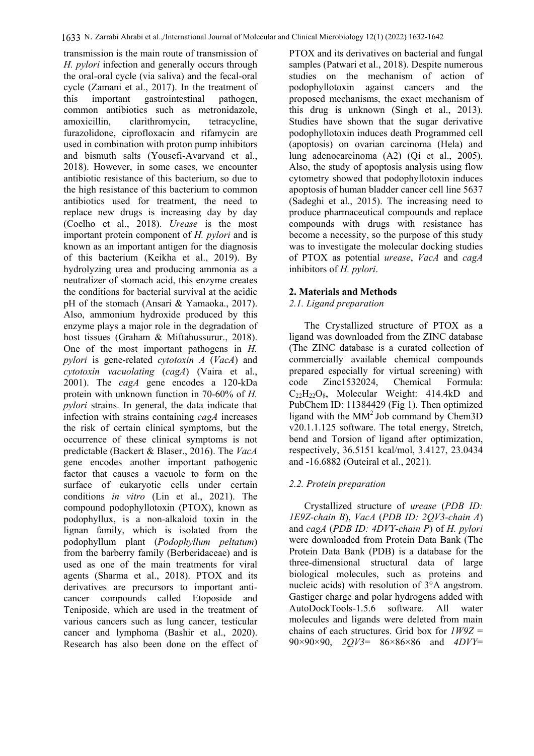transmission is the main route of transmission of *H. pylori* infection and generally occurs through the oral-oral cycle (via saliva) and the fecal-oral cycle (Zamani et al., 2017). In the treatment of this important gastrointestinal pathogen, common antibiotics such as metronidazole, amoxicillin, clarithromycin, tetracycline, furazolidone, ciprofloxacin and rifamycin are used in combination with proton pump inhibitors and bismuth salts (Yousefi-Avarvand et al., 2018). However, in some cases, we encounter antibiotic resistance of this bacterium, so due to the high resistance of this bacterium to common antibiotics used for treatment, the need to replace new drugs is increasing day by day (Coelho et al., 2018). *Urease* is the most important protein component of *H. pylori* and is known as an important antigen for the diagnosis of this bacterium (Keikha et al., 2019). By hydrolyzing urea and producing ammonia as a neutralizer of stomach acid, this enzyme creates the conditions for bacterial survival at the acidic pH of the stomach (Ansari & Yamaoka., 2017). Also, ammonium hydroxide produced by this enzyme plays a major role in the degradation of host tissues (Graham & Miftahussurur., 2018). One of the most important pathogens in *H. pylori* is gene-related *cytotoxin A* (*VacA*) and *cytotoxin vacuolating* (*cagA*) (Vaira et al., 2001). The *cagA* gene encodes a 120-kDa protein with unknown function in 70-60% of *H. pylori* strains. In general, the data indicate that infection with strains containing *cagA* increases the risk of certain clinical symptoms, but the occurrence of these clinical symptoms is not predictable (Backert & Blaser., 2016). The *VacA* gene encodes another important pathogenic factor that causes a vacuole to form on the surface of eukaryotic cells under certain conditions *in vitro* (Lin et al., 2021). The compound podophyllotoxin (PTOX), known as podophyllux, is a non-alkaloid toxin in the lignan family, which is isolated from the podophyllum plant (*Podophyllum peltatum*) from the barberry family (Berberidaceae) and is used as one of the main treatments for viral agents (Sharma et al., 2018). PTOX and its derivatives are precursors to important anti-cancer compounds called Etoposide and Teniposide, which are used in the treatment of various cancers such as lung cancer, testicular cancer and lymphoma (Bashir et al., 2020). Research has also been done on the effect of PTOX and its derivatives on bacterial and fungal samples (Patwari et al., 2018). Despite numerous studies on the mechanism of action of podophyllotoxin against cancers and the proposed mechanisms, the exact mechanism of this drug is unknown (Singh et al., 2013). Studies have shown that the sugar derivative podophyllotoxin induces death Programmed cell (apoptosis) on ovarian carcinoma (Hela) and lung adenocarcinoma (A2) (Qi et al., 2005). Also, the study of apoptosis analysis using flow cytometry showed that podophyllotoxin induces apoptosis of human bladder cancer cell line 5637 (Sadeghi et al., 2015). The increasing need to produce pharmaceutical compounds and replace compounds with drugs with resistance has become a necessity, so the purpose of this study was to investigate the molecular docking studies of PTOX as potential *urease*, *VacA* and *cagA* inhibitors of *H. pylori*.

## 2. Materials and Methods

### *2.1. Ligand preparation*

The Crystallized structure of PTOX as a ligand was downloaded from the ZINC database (The ZINC database is a curated collection of commercially available chemical compounds prepared especially for virtual screening) with code Zinc1532024, Chemical Formula: $C_{22}H_{22}O_8$, Molecular Weight: 414.4kD and PubChem ID: 11384429 (Fig 1). Then optimized ligand with the $MM^2$ Job command by Chem3D v20.1.1.125 software. The total energy, Stretch, bend and Torsion of ligand after optimization, respectively, 36.5151 kcal/mol, 3.4127, 23.0434 and -16.6882 (Outeiral et al., 2021).

### *2.2. Protein preparation*

Crystallized structure of *urease* (*PDB ID: 1E9Z-chain B*), *VacA* (*PDB ID: 2QV3-chain A*) and *cagA* (*PDB ID: 4DVY-chain P*) of *H. pylori* were downloaded from Protein Data Bank (The Protein Data Bank (PDB) is a database for the three-dimensional structural data of large biological molecules, such as proteins and nucleic acids) with resolution of 3°A angstrom. Gastiger charge and polar hydrogens added with AutoDockTools-1.5.6 software. All water molecules and ligands were deleted from main chains of each structures. Grid box for *1W9Z* = 90×90×90, *2QV3*= 86×86×86 and *4DVY*=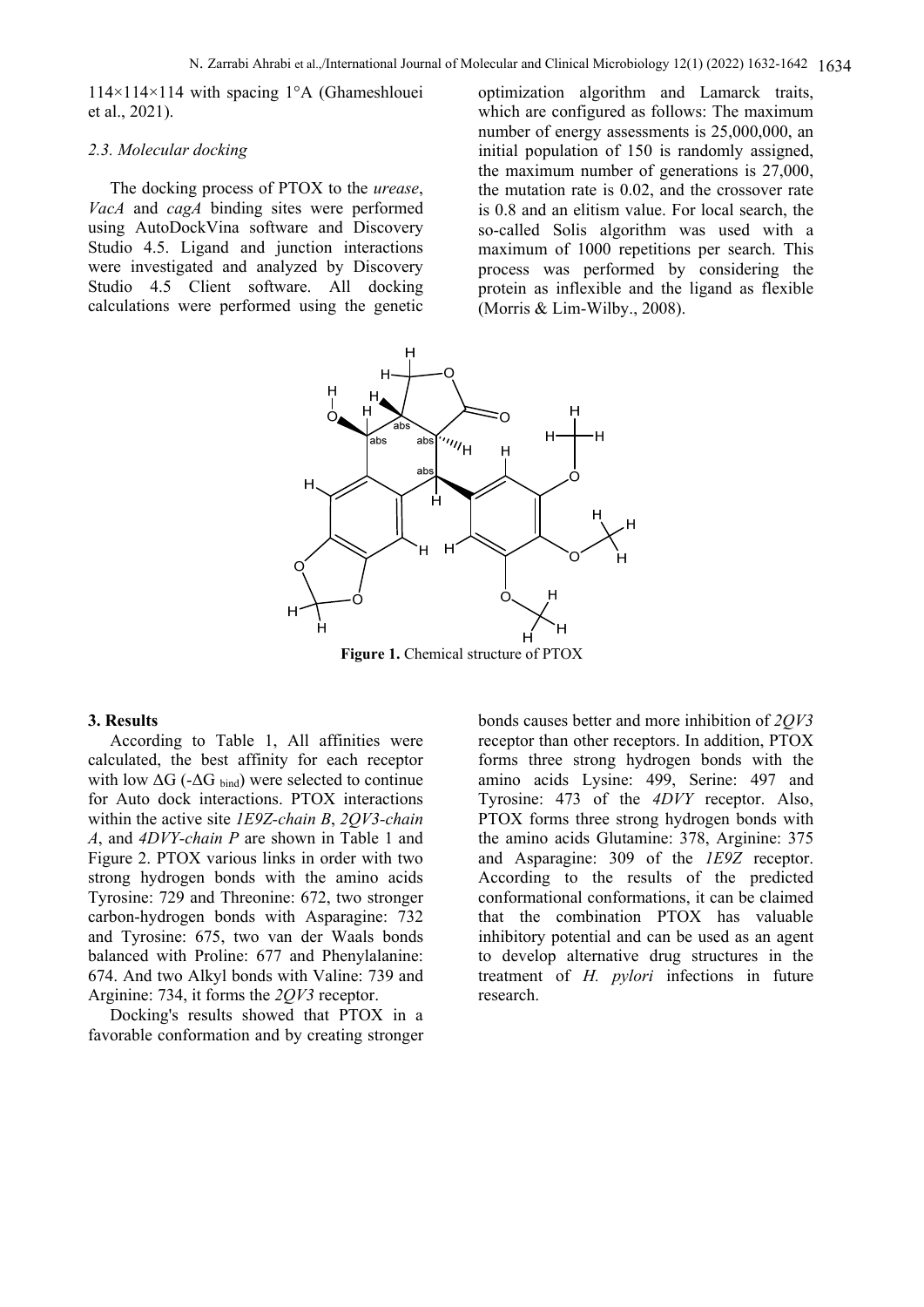114×114×114 with spacing 1°A (Ghameshlouei et al., 2021).

### 2.3. Molecular docking

The docking process of PTOX to the *urease*, *VacA* and *cagA* binding sites were performed using AutoDockVina software and Discovery Studio 4.5. Ligand and junction interactions were investigated and analyzed by Discovery Studio 4.5 Client software. All docking calculations were performed using the genetic optimization algorithm and Lamarck traits, which are configured as follows: The maximum number of energy assessments is 25,000,000, an initial population of 150 is randomly assigned, the maximum number of generations is 27,000, the mutation rate is 0.02, and the crossover rate is 0.8 and an elitism value. For local search, the so-called Solis algorithm was used with a maximum of 1000 repetitions per search. This process was performed by considering the protein as inflexible and the ligand as flexible (Morris & Lim-Wilby., 2008).

**Figure 1.** Chemical structure of PTOX

## 3. Results

According to Table 1, All affinities were calculated, the best affinity for each receptor with low ΔG (-ΔG $_{bind}$) were selected to continue for Auto dock interactions. PTOX interactions within the active site *1E9Z-chain B*, *2QV3-chain A*, and *4DVY-chain P* are shown in Table 1 and Figure 2. PTOX various links in order with two strong hydrogen bonds with the amino acids Tyrosine: 729 and Threonine: 672, two stronger carbon-hydrogen bonds with Asparagine: 732 and Tyrosine: 675, two van der Waals bonds balanced with Proline: 677 and Phenylalanine: 674. And two Alkyl bonds with Valine: 739 and Arginine: 734, it forms the *2QV3* receptor.

Docking's results showed that PTOX in a favorable conformation and by creating stronger bonds causes better and more inhibition of *2QV3* receptor than other receptors. In addition, PTOX forms three strong hydrogen bonds with the amino acids Lysine: 499, Serine: 497 and Tyrosine: 473 of the *4DVY* receptor. Also, PTOX forms three strong hydrogen bonds with the amino acids Glutamine: 378, Arginine: 375 and Asparagine: 309 of the *1E9Z* receptor. According to the results of the predicted conformational conformations, it can be claimed that the combination PTOX has valuable inhibitory potential and can be used as an agent to develop alternative drug structures in the treatment of *H. pylori* infections in future research.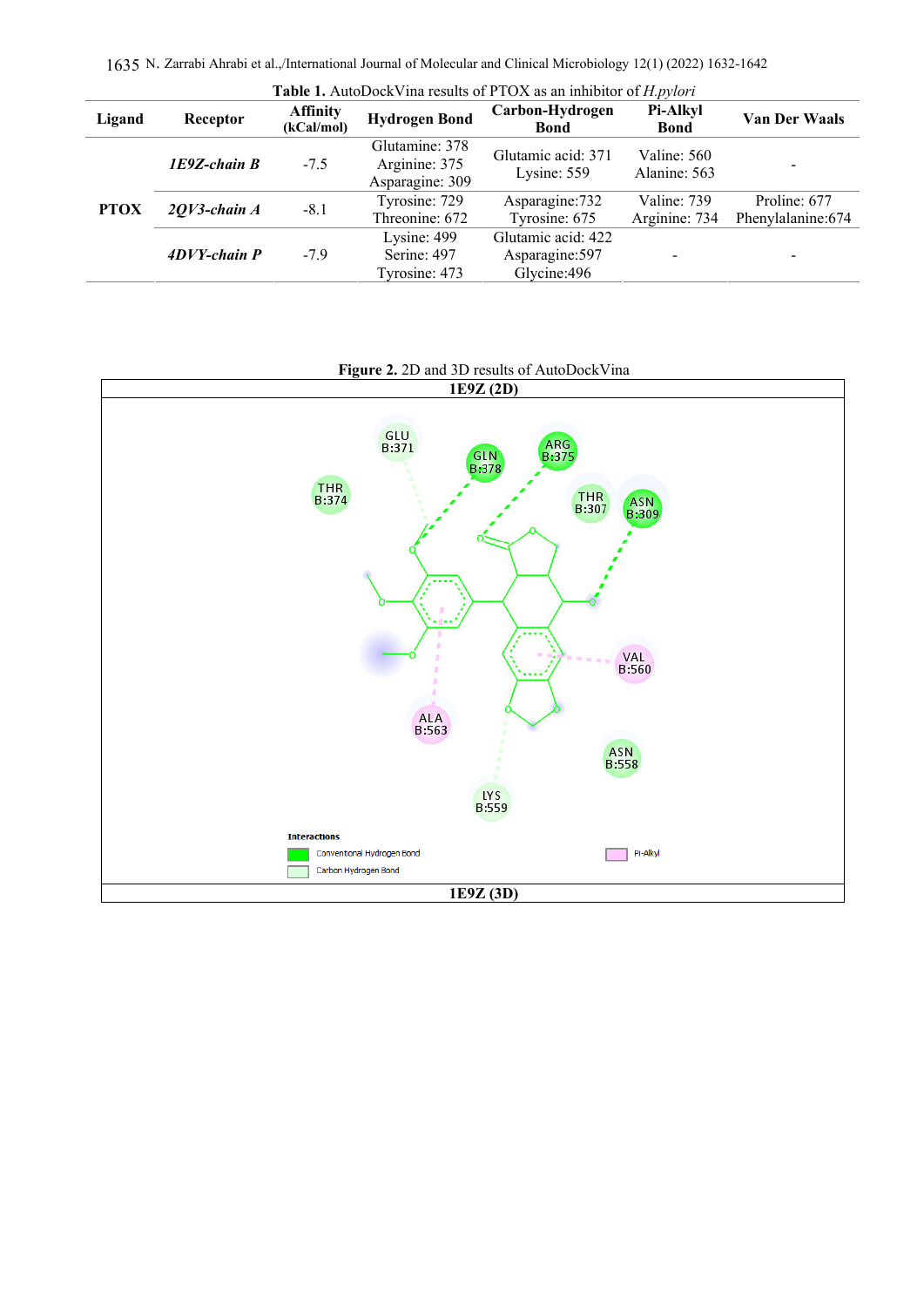**Table 1.** AutoDockVina results of PTOX as an inhibitor of *H.pylori*

| Ligand | Receptor | Affinity (kCal/mol) | Hydrogen Bond | Carbon-Hydrogen Bond | Pi-Alkyl Bond | Van Der Waals |
|---|---|---|---|---|---|---|
| PTOX | *1E9Z-chain B* | -7.5 | Glutamine: 378<br>Arginine: 375<br>Asparagine: 309 | Glutamic acid: 371<br>Lysine: 559 | Valine: 560<br>Alanine: 563 | - |
| | *2QV3-chain A* | -8.1 | Tyrosine: 729<br>Threonine: 672 | Asparagine:732<br>Tyrosine: 675 | Valine: 739<br>Arginine: 734 | Proline: 677<br>Phenylalanine:674 |
| | *4DVY-chain P* | -7.9 | Lysine: 499<br>Serine: 497<br>Tyrosine: 473 | Glutamic acid: 422<br>Asparagine:597<br>Glycine:496 | - | - |

**Figure 2.** 2D and 3D results of AutoDockVina

1E9Z (2D)

1E9Z (3D)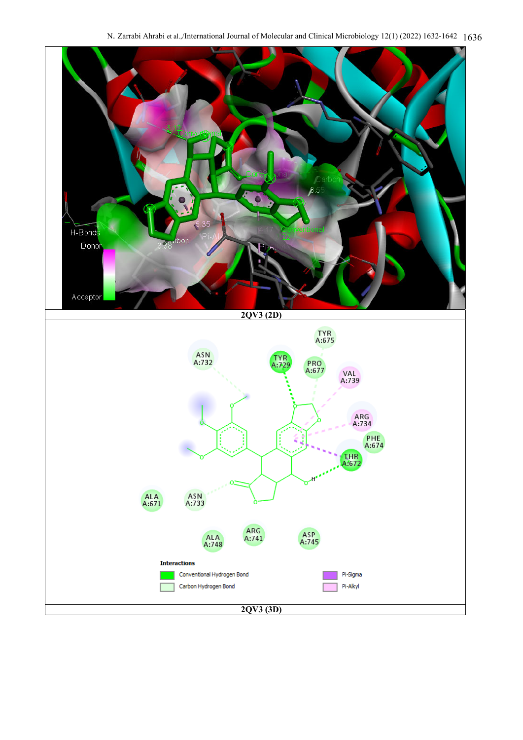2QV3 (2D)

2QV3 (3D)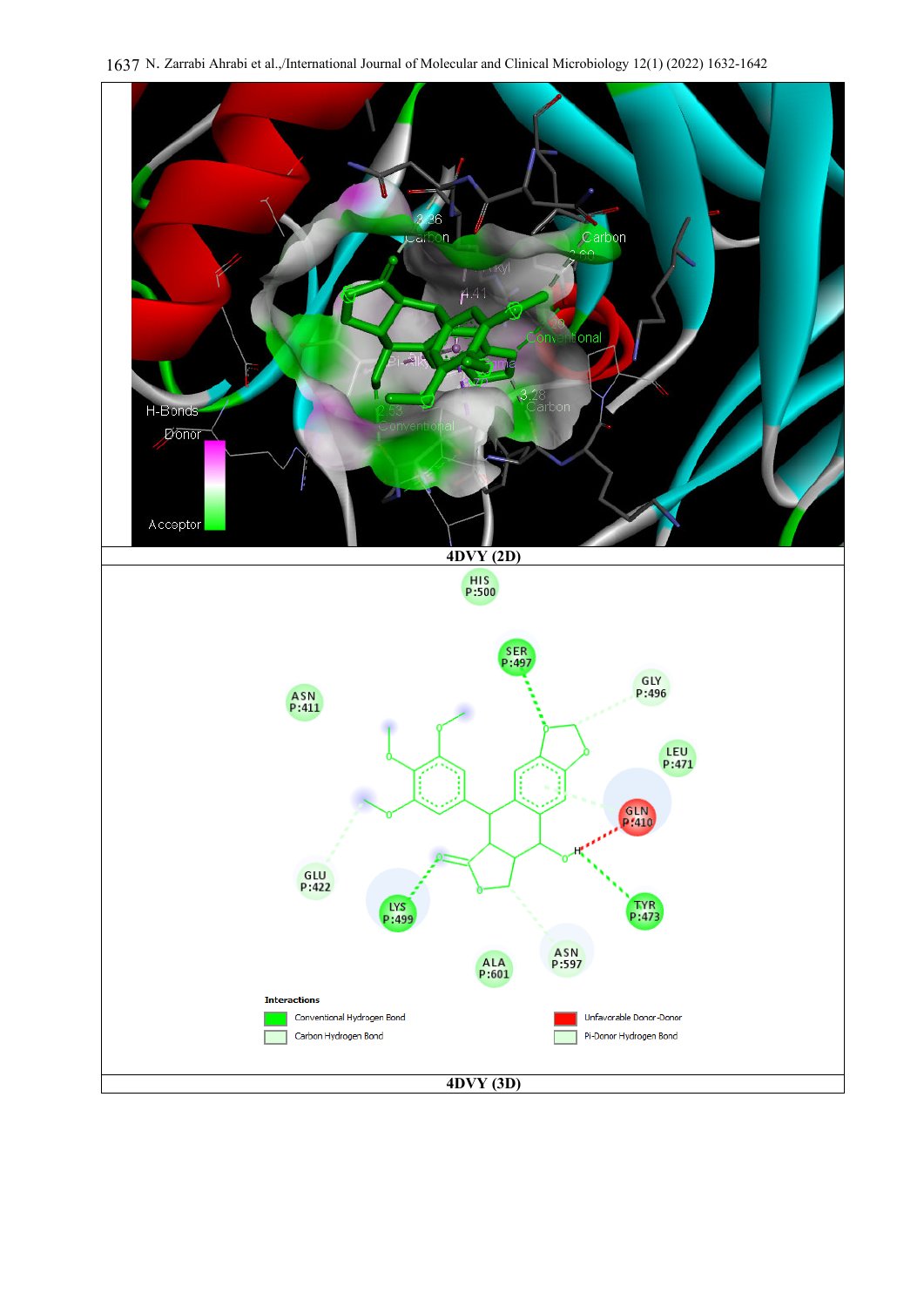4DVY (2D)

4DVY (3D)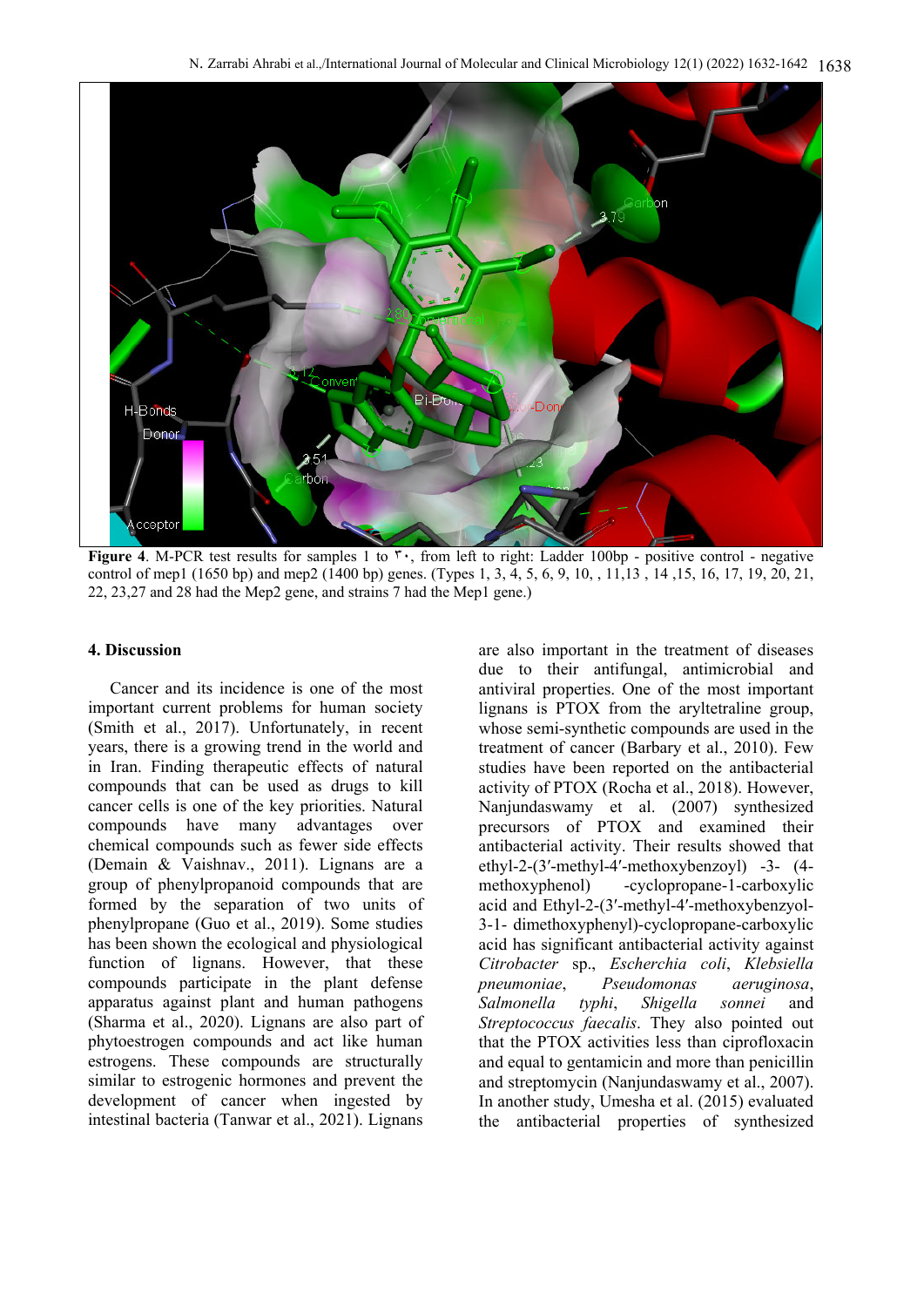**Figure 4**. M-PCR test results for samples 1 to ۳۰, from left to right: Ladder 100bp - positive control - negative control of mep1 (1650 bp) and mep2 (1400 bp) genes. (Types 1, 3, 4, 5, 6, 9, 10, , 11,13 , 14 ,15, 16, 17, 19, 20, 21, 22, 23,27 and 28 had the Mep2 gene, and strains 7 had the Mep1 gene.)

## 4. Discussion

Cancer and its incidence is one of the most important current problems for human society (Smith et al., 2017). Unfortunately, in recent years, there is a growing trend in the world and in Iran. Finding therapeutic effects of natural compounds that can be used as drugs to kill cancer cells is one of the key priorities. Natural compounds have many advantages over chemical compounds such as fewer side effects (Demain & Vaishnav., 2011). Lignans are a group of phenylpropanoid compounds that are formed by the separation of two units of phenylpropane (Guo et al., 2019). Some studies has been shown the ecological and physiological function of lignans. However, that these compounds participate in the plant defense apparatus against plant and human pathogens (Sharma et al., 2020). Lignans are also part of phytoestrogen compounds and act like human estrogens. These compounds are structurally similar to estrogenic hormones and prevent the development of cancer when ingested by intestinal bacteria (Tanwar et al., 2021). Lignans are also important in the treatment of diseases due to their antifungal, antimicrobial and antiviral properties. One of the most important lignans is PTOX from the aryltetraline group, whose semi-synthetic compounds are used in the treatment of cancer (Barbary et al., 2010). Few studies have been reported on the antibacterial activity of PTOX (Rocha et al., 2018). However, Nanjundaswamy et al. (2007) synthesized precursors of PTOX and examined their antibacterial activity. Their results showed that ethyl-2-(3′-methyl-4′-methoxybenzoyl) -3- (4-methoxyphenol) -cyclopropane-1-carboxylic acid and Ethyl-2-(3′-methyl-4′-methoxybenzoyl-3-1- dimethoxyphenyl)-cyclopropane-carboxylic acid has significant antibacterial activity against *Citrobacter* sp., *Escherchia coli*, *Klebsiella pneumoniae*, *Pseudomonas aeruginosa*, *Salmonella typhi*, *Shigella sonnei* and *Streptococcus faecalis*. They also pointed out that the PTOX activities less than ciprofloxacin and equal to gentamicin and more than penicillin and streptomycin (Nanjundaswamy et al., 2007). In another study, Umesha et al. (2015) evaluated the antibacterial properties of synthesized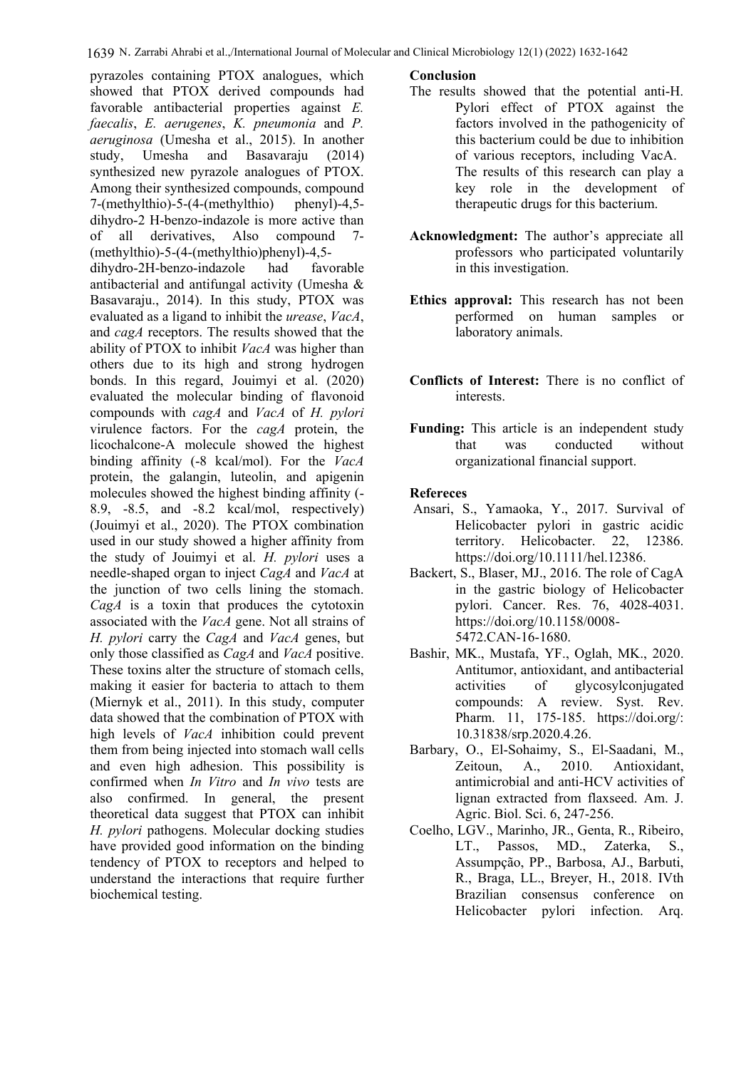pyrazoles containing PTOX analogues, which showed that PTOX derived compounds had favorable antibacterial properties against *E. faecalis*, *E. aerugenes*, *K. pneumonia* and *P. aeruginosa* (Umesha et al., 2015). In another study, Umesha and Basavaraju (2014) synthesized new pyrazole analogues of PTOX. Among their synthesized compounds, compound 7-(methylthio)-5-(4-(methylthio) phenyl)-4,5-dihydro-2 H-benzo-indazole is more active than of all derivatives, Also compound 7-(methylthio)-5-(4-(methylthio)phenyl)-4,5-dihydro-2H-benzo-indazole had favorable antibacterial and antifungal activity (Umesha & Basavaraju., 2014). In this study, PTOX was evaluated as a ligand to inhibit the *urease*, *VacA*, and *cagA* receptors. The results showed that the ability of PTOX to inhibit *VacA* was higher than others due to its high and strong hydrogen bonds. In this regard, Jouimyi et al. (2020) evaluated the molecular binding of flavonoid compounds with *cagA* and *VacA* of *H. pylori* virulence factors. For the *cagA* protein, the licochalcone-A molecule showed the highest binding affinity (-8 kcal/mol). For the *VacA* protein, the galangin, luteolin, and apigenin molecules showed the highest binding affinity (-8.9, -8.5, and -8.2 kcal/mol, respectively) (Jouimyi et al., 2020). The PTOX combination used in our study showed a higher affinity from the study of Jouimyi et al. *H. pylori* uses a needle-shaped organ to inject *CagA* and *VacA* at the junction of two cells lining the stomach. *CagA* is a toxin that produces the cytotoxin associated with the *VacA* gene. Not all strains of *H. pylori* carry the *CagA* and *VacA* genes, but only those classified as *CagA* and *VacA* positive. These toxins alter the structure of stomach cells, making it easier for bacteria to attach to them (Miernyk et al., 2011). In this study, computer data showed that the combination of PTOX with high levels of *VacA* inhibition could prevent them from being injected into stomach wall cells and even high adhesion. This possibility is confirmed when *In Vitro* and *In vivo* tests are also confirmed. In general, the present theoretical data suggest that PTOX can inhibit *H. pylori* pathogens. Molecular docking studies have provided good information on the binding tendency of PTOX to receptors and helped to understand the interactions that require further biochemical testing.

## Conclusion

The results showed that the potential anti-H. Pylori effect of PTOX against the factors involved in the pathogenicity of this bacterium could be due to inhibition of various receptors, including VacA. The results of this research can play a key role in the development of therapeutic drugs for this bacterium.

**Acknowledgment:** The author's appreciate all professors who participated voluntarily in this investigation.

**Ethics approval:** This research has not been performed on human samples or laboratory animals.

**Conflicts of Interest:** There is no conflict of interests.

**Funding:** This article is an independent study that was conducted without organizational financial support.

## Refereces

Ansari, S., Yamaoka, Y., 2017. Survival of Helicobacter pylori in gastric acidic territory. Helicobacter. 22, 12386. https://doi.org/10.1111/hel.12386.

Backert, S., Blaser, MJ., 2016. The role of CagA in the gastric biology of Helicobacter pylori. Cancer. Res. 76, 4028-4031. https://doi.org/10.1158/0008-5472.CAN-16-1680.

Bashir, MK., Mustafa, YF., Oglah, MK., 2020. Antitumor, antioxidant, and antibacterial activities of glycosylconjugated compounds: A review. Syst. Rev. Pharm. 11, 175-185. https://doi.org/: 10.31838/srp.2020.4.26.

Barbary, O., El-Sohaimy, S., El-Saadani, M., Zeitoun, A., 2010. Antioxidant, antimicrobial and anti-HCV activities of lignan extracted from flaxseed. Am. J. Agric. Biol. Sci. 6, 247-256.

Coelho, LGV., Marinho, JR., Genta, R., Ribeiro, LT., Passos, MD., Zaterka, S., Assumpção, PP., Barbosa, AJ., Barbuti, R., Braga, LL., Breyer, H., 2018. IVth Brazilian consensus conference on Helicobacter pylori infection. Arq.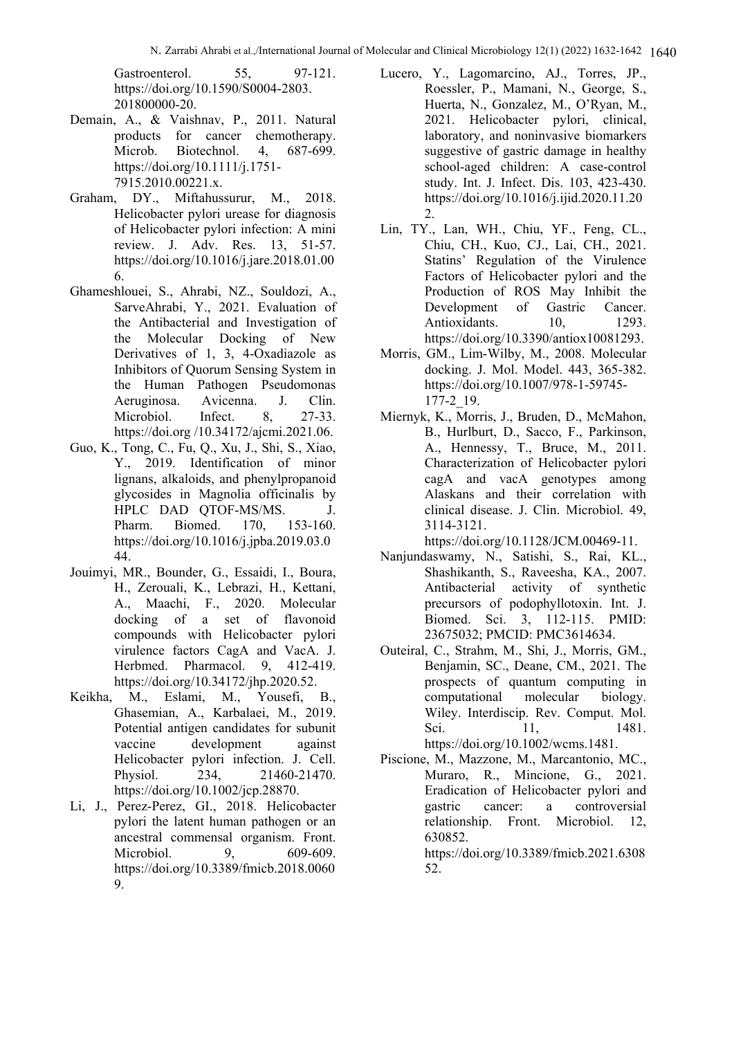Gastroenterol. 55, 97-121. https://doi.org/10.1590/S0004-2803. 201800000-20.

Demain, A., & Vaishnav, P., 2011. Natural products for cancer chemotherapy. Microb. Biotechnol. 4, 687-699. https://doi.org/10.1111/j.1751-7915.2010.00221.x.

Graham, DY., Miftahussurur, M., 2018. Helicobacter pylori urease for diagnosis of Helicobacter pylori infection: A mini review. J. Adv. Res. 13, 51-57. https://doi.org/10.1016/j.jare.2018.01.006.

Ghameshlouei, S., Ahrabi, NZ., Souldozi, A., SarveAhrabi, Y., 2021. Evaluation of the Antibacterial and Investigation of the Molecular Docking of New Derivatives of 1, 3, 4-Oxadiazole as Inhibitors of Quorum Sensing System in the Human Pathogen Pseudomonas Aeruginosa. Avicenna. J. Clin. Microbiol. Infect. 8, 27-33. https://doi.org /10.34172/ajcmi.2021.06.

Guo, K., Tong, C., Fu, Q., Xu, J., Shi, S., Xiao, Y., 2019. Identification of minor lignans, alkaloids, and phenylpropanoid glycosides in Magnolia officinalis by HPLC DAD QTOF-MS/MS. J. Pharm. Biomed. 170, 153-160. https://doi.org/10.1016/j.jpba.2019.03.044.

Jouimyi, MR., Bounder, G., Essaidi, I., Boura, H., Zerouali, K., Lebrazi, H., Kettani, A., Maachi, F., 2020. Molecular docking of a set of flavonoid compounds with Helicobacter pylori virulence factors CagA and VacA. J. Herbmed. Pharmacol. 9, 412-419. https://doi.org/10.34172/jhp.2020.52.

Keikha, M., Eslami, M., Yousefi, B., Ghasemian, A., Karbalaei, M., 2019. Potential antigen candidates for subunit vaccine development against Helicobacter pylori infection. J. Cell. Physiol. 234, 21460-21470. https://doi.org/10.1002/jcp.28870.

Li, J., Perez-Perez, GI., 2018. Helicobacter pylori the latent human pathogen or an ancestral commensal organism. Front. Microbiol. 9, 609-609. https://doi.org/10.3389/fmicb.2018.00609.

Lucero, Y., Lagomarcino, AJ., Torres, JP., Roessler, P., Mamani, N., George, S., Huerta, N., Gonzalez, M., O'Ryan, M., 2021. Helicobacter pylori, clinical, laboratory, and noninvasive biomarkers suggestive of gastric damage in healthy school-aged children: A case-control study. Int. J. Infect. Dis. 103, 423-430. https://doi.org/10.1016/j.ijid.2020.11.202.

Lin, TY., Lan, WH., Chiu, YF., Feng, CL., Chiu, CH., Kuo, CJ., Lai, CH., 2021. Statins' Regulation of the Virulence Factors of Helicobacter pylori and the Production of ROS May Inhibit the Development of Gastric Cancer. Antioxidants. 10, 1293. https://doi.org/10.3390/antiox10081293.

Morris, GM., Lim-Wilby, M., 2008. Molecular docking. J. Mol. Model. 443, 365-382. https://doi.org/10.1007/978-1-59745-177-2_19.

Miernyk, K., Morris, J., Bruden, D., McMahon, B., Hurlburt, D., Sacco, F., Parkinson, A., Hennessy, T., Bruce, M., 2011. Characterization of Helicobacter pylori cagA and vacA genotypes among Alaskans and their correlation with clinical disease. J. Clin. Microbiol. 49, 3114-3121. https://doi.org/10.1128/JCM.00469-11.

Nanjundaswamy, N., Satishi, S., Rai, KL., Shashikanth, S., Raveesha, KA., 2007. Antibacterial activity of synthetic precursors of podophyllotoxin. Int. J. Biomed. Sci. 3, 112-115. PMID: 23675032; PMCID: PMC3614634.

Outeiral, C., Strahm, M., Shi, J., Morris, GM., Benjamin, SC., Deane, CM., 2021. The prospects of quantum computing in computational molecular biology. Wiley. Interdiscip. Rev. Comput. Mol. Sci. 11, 1481. https://doi.org/10.1002/wcms.1481.

Piscione, M., Mazzone, M., Marcantonio, MC., Muraro, R., Mincione, G., 2021. Eradication of Helicobacter pylori and gastric cancer: a controversial relationship. Front. Microbiol. 12, 630852. https://doi.org/10.3389/fmicb.2021.630852.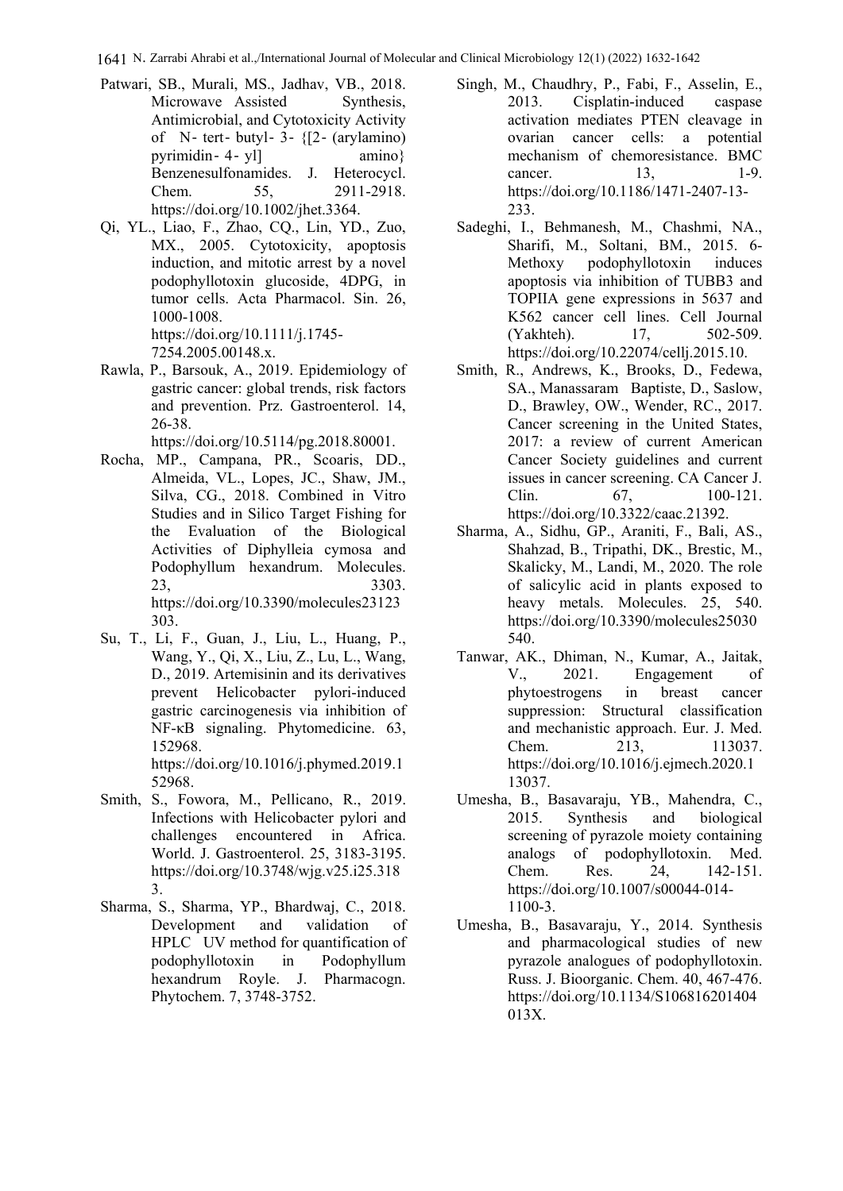Patwari, SB., Murali, MS., Jadhav, VB., 2018. Microwave Assisted Synthesis, Antimicrobial, and Cytotoxicity Activity of N- tert- butyl- 3- {[2- (arylamino) pyrimidin- 4- yl] amino} Benzenesulfonamides. J. Heterocycl. Chem. 55, 2911-2918. https://doi.org/10.1002/jhet.3364.

Qi, YL., Liao, F., Zhao, CQ., Lin, YD., Zuo, MX., 2005. Cytotoxicity, apoptosis induction, and mitotic arrest by a novel podophyllotoxin glucoside, 4DPG, in tumor cells. Acta Pharmacol. Sin. 26, 1000-1008. https://doi.org/10.1111/j.1745-7254.2005.00148.x.

Rawla, P., Barsouk, A., 2019. Epidemiology of gastric cancer: global trends, risk factors and prevention. Prz. Gastroenterol. 14, 26-38. https://doi.org/10.5114/pg.2018.80001.

Rocha, MP., Campana, PR., Scoaris, DD., Almeida, VL., Lopes, JC., Shaw, JM., Silva, CG., 2018. Combined in Vitro Studies and in Silico Target Fishing for the Evaluation of the Biological Activities of Diphylleia cymosa and Podophyllum hexandrum. Molecules. 23, 3303. https://doi.org/10.3390/molecules23123303.

Su, T., Li, F., Guan, J., Liu, L., Huang, P., Wang, Y., Qi, X., Liu, Z., Lu, L., Wang, D., 2019. Artemisinin and its derivatives prevent Helicobacter pylori-induced gastric carcinogenesis via inhibition of NF-κB signaling. Phytomedicine. 63, 152968. https://doi.org/10.1016/j.phymed.2019.152968.

Smith, S., Fowora, M., Pellicano, R., 2019. Infections with Helicobacter pylori and challenges encountered in Africa. World. J. Gastroenterol. 25, 3183-3195. https://doi.org/10.3748/wjg.v25.i25.3183.

Sharma, S., Sharma, YP., Bhardwaj, C., 2018. Development and validation of HPLC UV method for quantification of podophyllotoxin in Podophyllum hexandrum Royle. J. Pharmacogn. Phytochem. 7, 3748-3752.

Singh, M., Chaudhry, P., Fabi, F., Asselin, E., 2013. Cisplatin-induced caspase activation mediates PTEN cleavage in ovarian cancer cells: a potential mechanism of chemoresistance. BMC cancer. 13, 1-9. https://doi.org/10.1186/1471-2407-13-233.

Sadeghi, I., Behmanesh, M., Chashmi, NA., Sharifi, M., Soltani, BM., 2015. 6-Methoxy podophyllotoxin induces apoptosis via inhibition of TUBB3 and TOPIIA gene expressions in 5637 and K562 cancer cell lines. Cell Journal (Yakhteh). 17, 502-509. https://doi.org/10.22074/cellj.2015.10.

Smith, R., Andrews, K., Brooks, D., Fedewa, SA., Manassaram Baptiste, D., Saslow, D., Brawley, OW., Wender, RC., 2017. Cancer screening in the United States, 2017: a review of current American Cancer Society guidelines and current issues in cancer screening. CA Cancer J. Clin. 67, 100-121. https://doi.org/10.3322/caac.21392.

Sharma, A., Sidhu, GP., Araniti, F., Bali, AS., Shahzad, B., Tripathi, DK., Brestic, M., Skalicky, M., Landi, M., 2020. The role of salicylic acid in plants exposed to heavy metals. Molecules. 25, 540. https://doi.org/10.3390/molecules25030540.

Tanwar, AK., Dhiman, N., Kumar, A., Jaitak, V., 2021. Engagement of phytoestrogens in breast cancer suppression: Structural classification and mechanistic approach. Eur. J. Med. Chem. 213, 113037. https://doi.org/10.1016/j.ejmech.2020.113037.

Umesha, B., Basavaraju, YB., Mahendra, C., 2015. Synthesis and biological screening of pyrazole moiety containing analogs of podophyllotoxin. Med. Chem. Res. 24, 142-151. https://doi.org/10.1007/s00044-014-1100-3.

Umesha, B., Basavaraju, Y., 2014. Synthesis and pharmacological studies of new pyrazole analogues of podophyllotoxin. Russ. J. Bioorganic. Chem. 40, 467-476. https://doi.org/10.1134/S106816201404013X.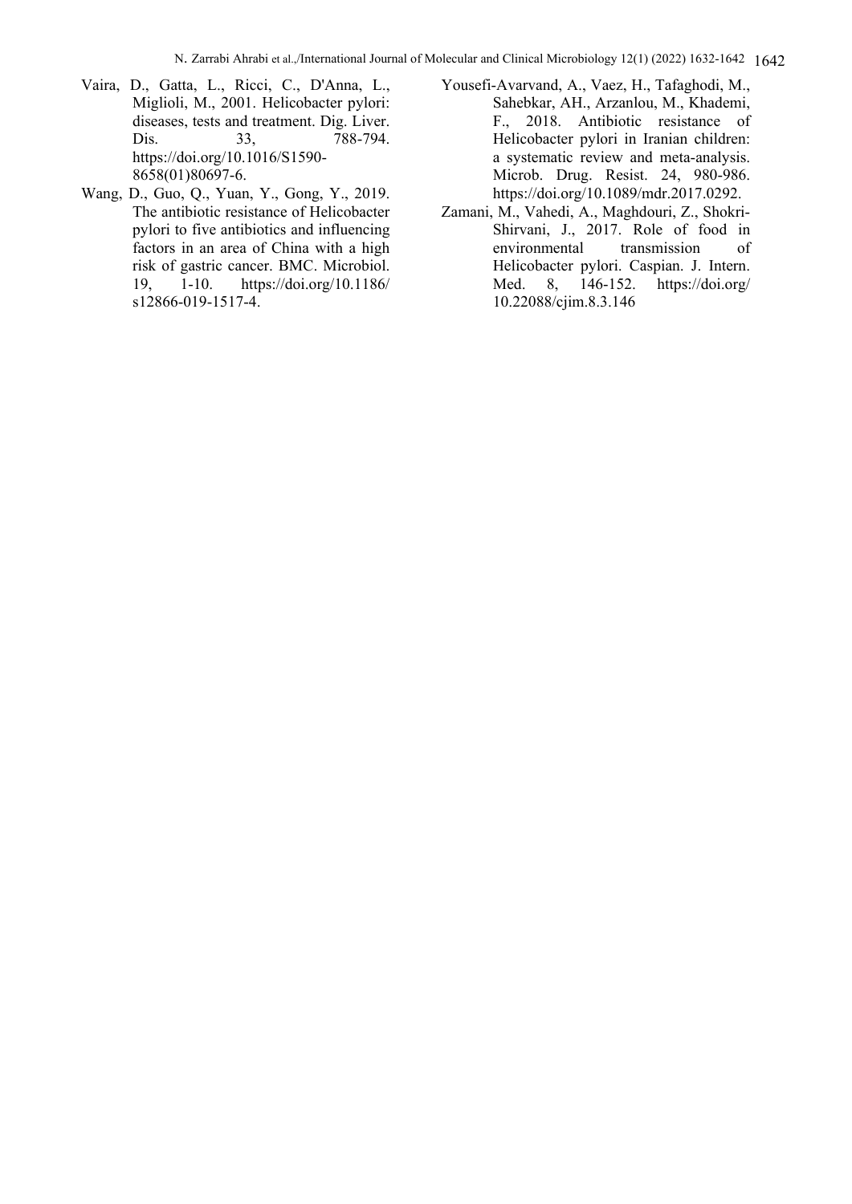Vaira, D., Gatta, L., Ricci, C., D'Anna, L., Miglioli, M., 2001. Helicobacter pylori: diseases, tests and treatment. Dig. Liver. Dis. 33, 788-794. https://doi.org/10.1016/S1590-8658(01)80697-6.

Wang, D., Guo, Q., Yuan, Y., Gong, Y., 2019. The antibiotic resistance of Helicobacter pylori to five antibiotics and influencing factors in an area of China with a high risk of gastric cancer. BMC. Microbiol. 19, 1-10. https://doi.org/10.1186/s12866-019-1517-4.

Yousefi-Avarvand, A., Vaez, H., Tafaghodi, M., Sahebkar, AH., Arzanlou, M., Khademi, F., 2018. Antibiotic resistance of Helicobacter pylori in Iranian children: a systematic review and meta-analysis. Microb. Drug. Resist. 24, 980-986. https://doi.org/10.1089/mdr.2017.0292.

Zamani, M., Vahedi, A., Maghdouri, Z., Shokri-Shirvani, J., 2017. Role of food in environmental transmission of Helicobacter pylori. Caspian. J. Intern. Med. 8, 146-152. https://doi.org/10.22088/cjim.8.3.146